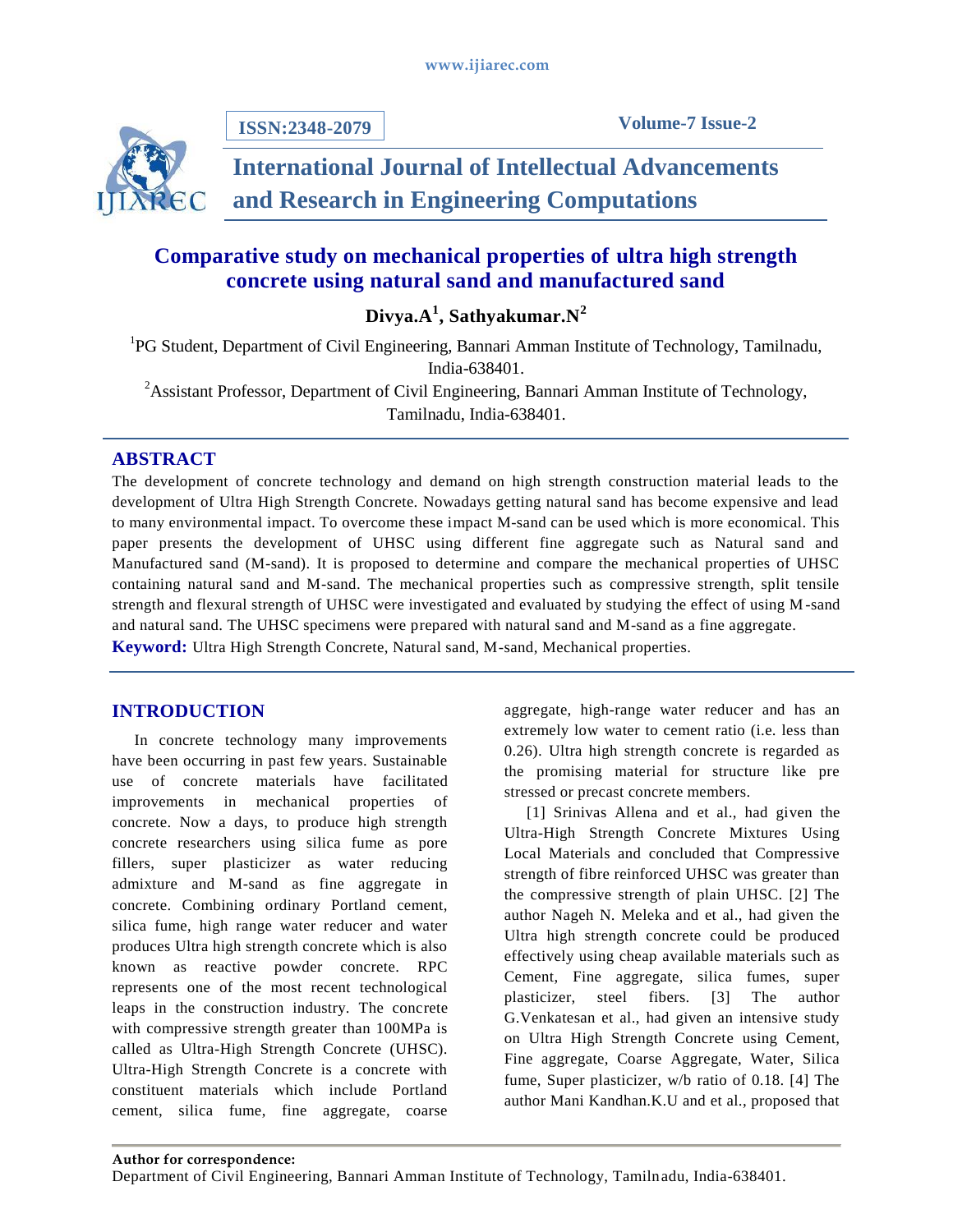# Comparative study on mechanical properties of ultra high strength concrete using natural sand and manufactured sand

**Divya.A[1], Sathyakumar.N[2]**

[1]PG Student, Department of Civil Engineering, Bannari Amman Institute of Technology, Tamilnadu, India-638401.

[2]Assistant Professor, Department of Civil Engineering, Bannari Amman Institute of Technology, Tamilnadu, India-638401.

## ABSTRACT

The development of concrete technology and demand on high strength construction material leads to the development of Ultra High Strength Concrete. Nowadays getting natural sand has become expensive and lead to many environmental impact. To overcome these impact M-sand can be used which is more economical. This paper presents the development of UHSC using different fine aggregate such as Natural sand and Manufactured sand (M-sand). It is proposed to determine and compare the mechanical properties of UHSC containing natural sand and M-sand. The mechanical properties such as compressive strength, split tensile strength and flexural strength of UHSC were investigated and evaluated by studying the effect of using M-sand and natural sand. The UHSC specimens were prepared with natural sand and M-sand as a fine aggregate.

**Keyword:** Ultra High Strength Concrete, Natural sand, M-sand, Mechanical properties.

## INTRODUCTION

In concrete technology many improvements have been occurring in past few years. Sustainable use of concrete materials have facilitated improvements in mechanical properties of concrete. Now a days, to produce high strength concrete researchers using silica fume as pore fillers, super plasticizer as water reducing admixture and M-sand as fine aggregate in concrete. Combining ordinary Portland cement, silica fume, high range water reducer and water produces Ultra high strength concrete which is also known as reactive powder concrete. RPC represents one of the most recent technological leaps in the construction industry. The concrete with compressive strength greater than 100MPa is called as Ultra-High Strength Concrete (UHSC). Ultra-High Strength Concrete is a concrete with constituent materials which include Portland cement, silica fume, fine aggregate, coarse aggregate, high-range water reducer and has an extremely low water to cement ratio (i.e. less than 0.26). Ultra high strength concrete is regarded as the promising material for structure like pre stressed or precast concrete members.

[1] Srinivas Allena and et al., had given the Ultra-High Strength Concrete Mixtures Using Local Materials and concluded that Compressive strength of fibre reinforced UHSC was greater than the compressive strength of plain UHSC. [2] The author Nageh N. Meleka and et al., had given the Ultra high strength concrete could be produced effectively using cheap available materials such as Cement, Fine aggregate, silica fumes, super plasticizer, steel fibers. [3] The author G.Venkatesan et al., had given an intensive study on Ultra High Strength Concrete using Cement, Fine aggregate, Coarse Aggregate, Water, Silica fume, Super plasticizer, w/b ratio of 0.18. [4] The author Mani Kandhan.K.U and et al., proposed that

**Author for correspondence:**
Department of Civil Engineering, Bannari Amman Institute of Technology, Tamilnadu, India-638401.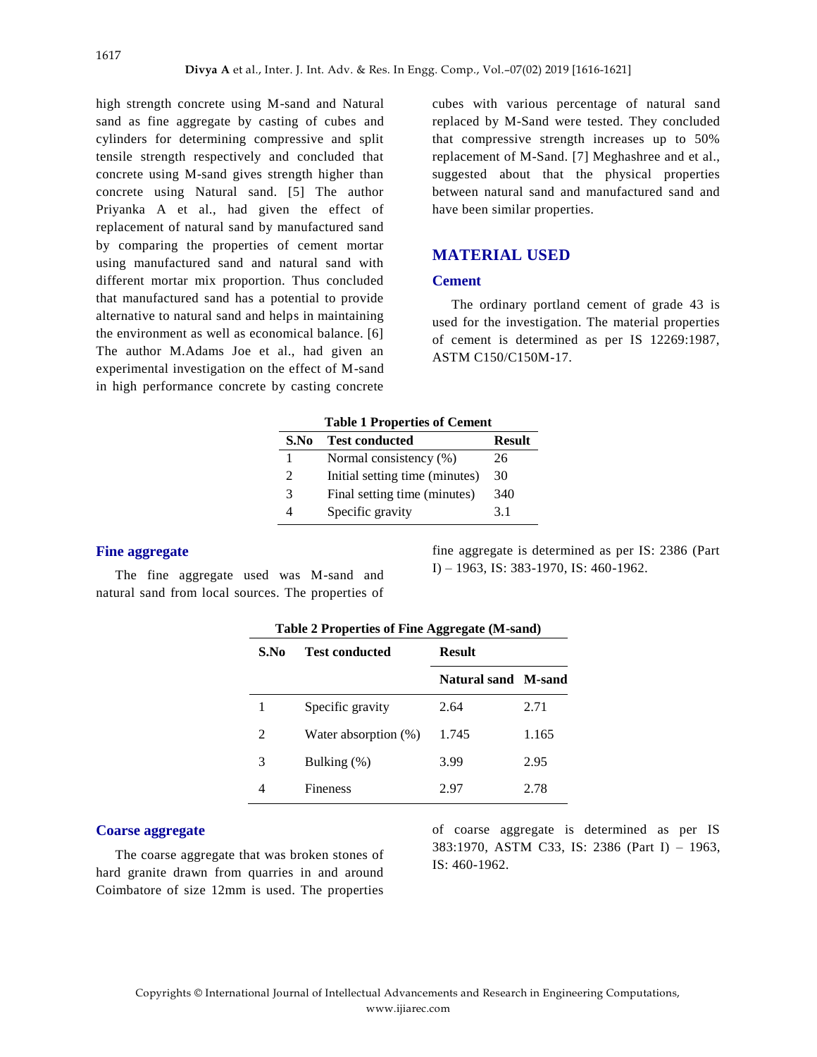high strength concrete using M-sand and Natural sand as fine aggregate by casting of cubes and cylinders for determining compressive and split tensile strength respectively and concluded that concrete using M-sand gives strength higher than concrete using Natural sand. [5] The author Priyanka A et al., had given the effect of replacement of natural sand by manufactured sand by comparing the properties of cement mortar using manufactured sand and natural sand with different mortar mix proportion. Thus concluded that manufactured sand has a potential to provide alternative to natural sand and helps in maintaining the environment as well as economical balance. [6] The author M.Adams Joe et al., had given an experimental investigation on the effect of M-sand in high performance concrete by casting concrete cubes with various percentage of natural sand replaced by M-Sand were tested. They concluded that compressive strength increases up to 50% replacement of M-Sand. [7] Meghashree and et al., suggested about that the physical properties between natural sand and manufactured sand and have been similar properties.

## MATERIAL USED

### Cement

The ordinary portland cement of grade 43 is used for the investigation. The material properties of cement is determined as per IS 12269:1987, ASTM C150/C150M-17.

**Table 1 Properties of Cement**

| S.No | Test conducted | Result |
|---|---|---|
| 1 | Normal consistency (%) | 26 |
| 2 | Initial setting time (minutes) | 30 |
| 3 | Final setting time (minutes) | 340 |
| 4 | Specific gravity | 3.1 |

### Fine aggregate

The fine aggregate used was M-sand and natural sand from local sources. The properties of fine aggregate is determined as per IS: 2386 (Part I) – 1963, IS: 383-1970, IS: 460-1962.

**Table 2 Properties of Fine Aggregate (M-sand)**

| S.No | Test conducted | Result | |
|---|---|---|---|
| | | Natural sand | M-sand |
| 1 | Specific gravity | 2.64 | 2.71 |
| 2 | Water absorption (%) | 1.745 | 1.165 |
| 3 | Bulking (%) | 3.99 | 2.95 |
| 4 | Fineness | 2.97 | 2.78 |

### Coarse aggregate

The coarse aggregate that was broken stones of hard granite drawn from quarries in and around Coimbatore of size 12mm is used. The properties of coarse aggregate is determined as per IS 383:1970, ASTM C33, IS: 2386 (Part I) – 1963, IS: 460-1962.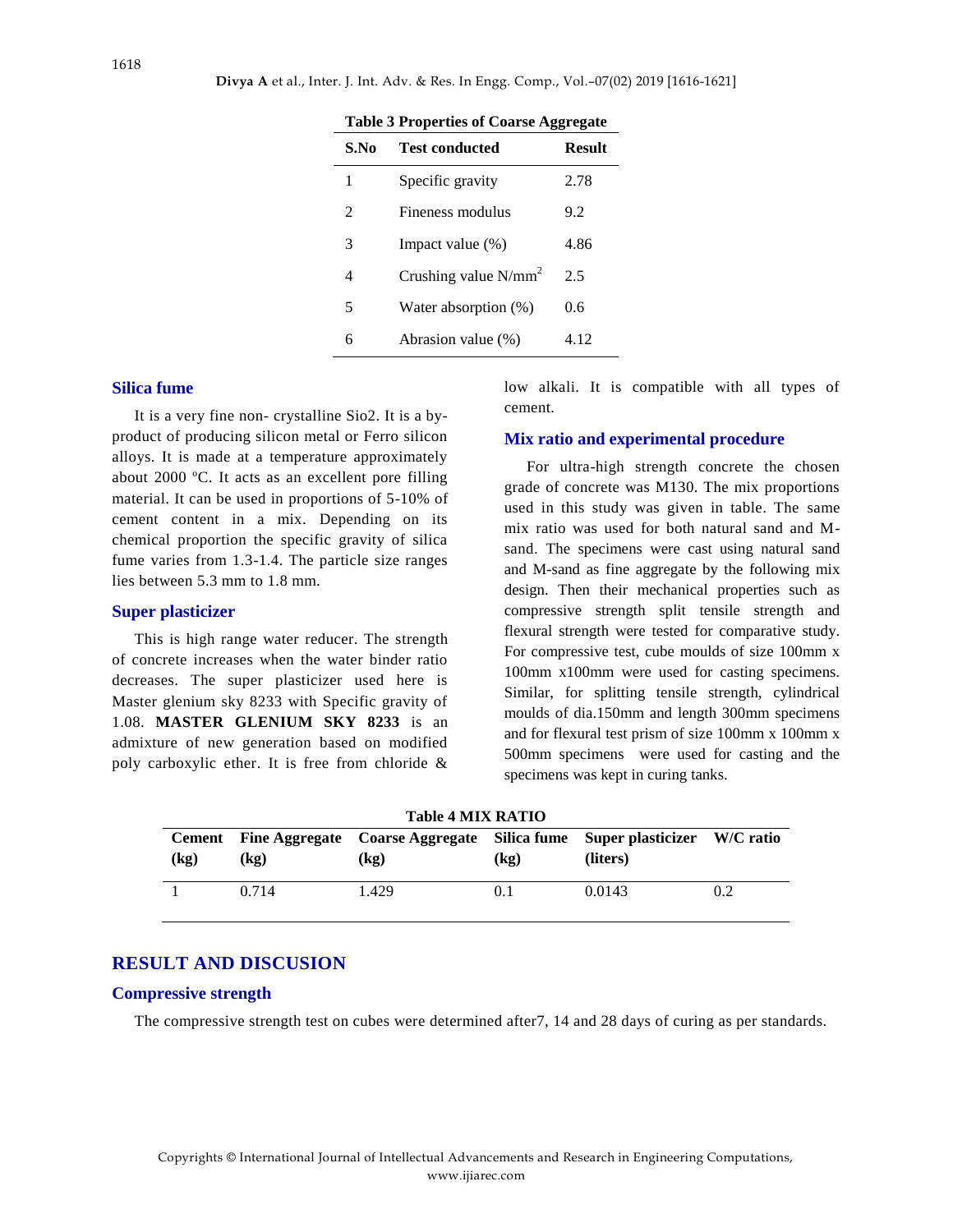**Table 3 Properties of Coarse Aggregate**

| S.No | Test conducted | Result |
|---|---|---|
| 1 | Specific gravity | 2.78 |
| 2 | Fineness modulus | 9.2 |
| 3 | Impact value (%) | 4.86 |
| 4 | Crushing value $N/mm^2$ | 2.5 |
| 5 | Water absorption (%) | 0.6 |
| 6 | Abrasion value (%) | 4.12 |

### Silica fume

It is a very fine non- crystalline Sio2. It is a by-product of producing silicon metal or Ferro silicon alloys. It is made at a temperature approximately about 2000 ºC. It acts as an excellent pore filling material. It can be used in proportions of 5-10% of cement content in a mix. Depending on its chemical proportion the specific gravity of silica fume varies from 1.3-1.4. The particle size ranges lies between 5.3 mm to 1.8 mm.

### Super plasticizer

This is high range water reducer. The strength of concrete increases when the water binder ratio decreases. The super plasticizer used here is Master glenium sky 8233 with Specific gravity of 1.08. **MASTER GLENIUM SKY 8233** is an admixture of new generation based on modified poly carboxylic ether. It is free from chloride & low alkali. It is compatible with all types of cement.

### Mix ratio and experimental procedure

For ultra-high strength concrete the chosen grade of concrete was M130. The mix proportions used in this study was given in table. The same mix ratio was used for both natural sand and M-sand. The specimens were cast using natural sand and M-sand as fine aggregate by the following mix design. Then their mechanical properties such as compressive strength split tensile strength and flexural strength were tested for comparative study. For compressive test, cube moulds of size 100mm x 100mm x100mm were used for casting specimens. Similar, for splitting tensile strength, cylindrical moulds of dia.150mm and length 300mm specimens and for flexural test prism of size 100mm x 100mm x 500mm specimens were used for casting and the specimens was kept in curing tanks.

**Table 4 MIX RATIO**

| Cement (kg) | Fine Aggregate (kg) | Coarse Aggregate (kg) | Silica fume (kg) | Super plasticizer (liters) | W/C ratio |
|---|---|---|---|---|---|
| 1 | 0.714 | 1.429 | 0.1 | 0.0143 | 0.2 |

## RESULT AND DISCUSION

### Compressive strength

The compressive strength test on cubes were determined after7, 14 and 28 days of curing as per standards.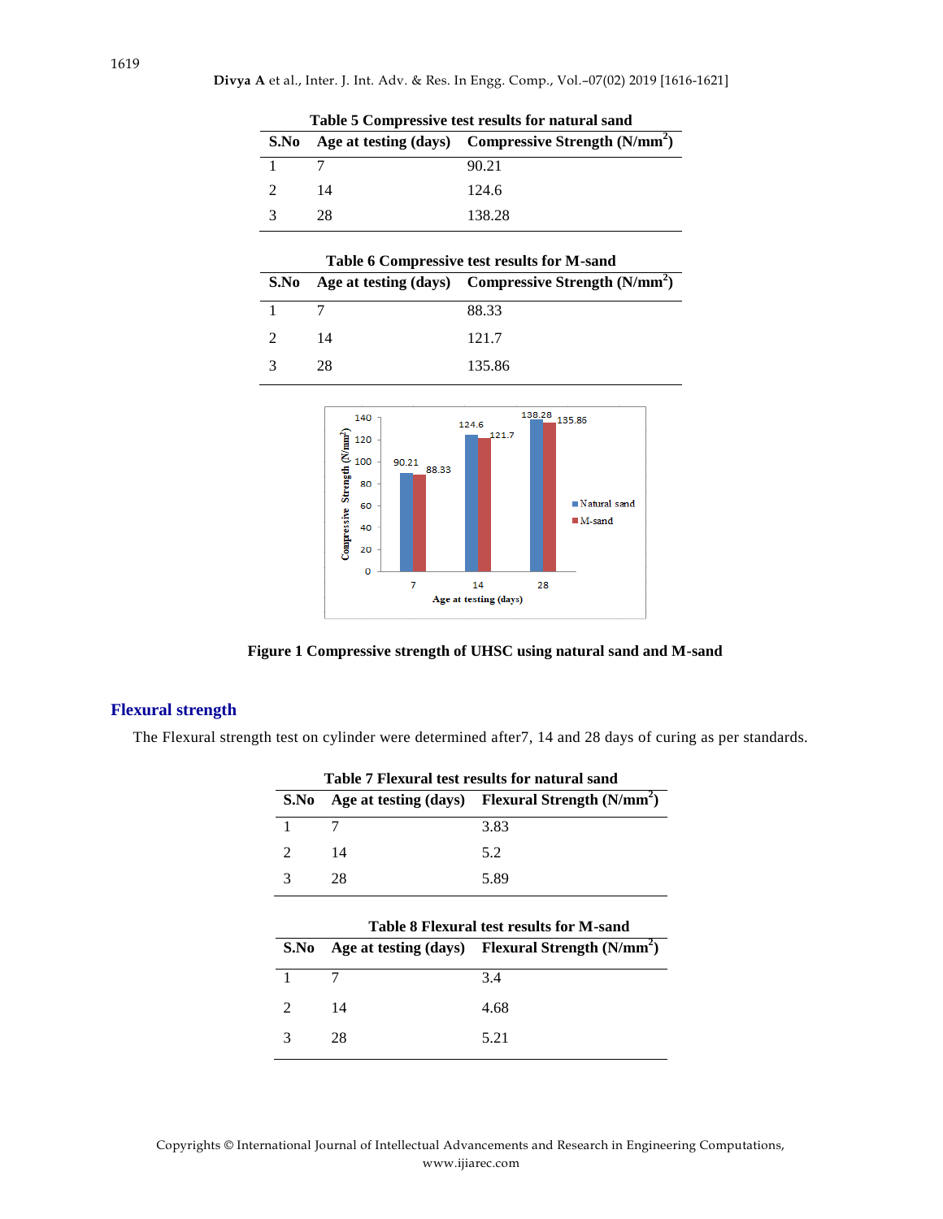**Table 5 Compressive test results for natural sand**

| S.No | Age at testing (days) | Compressive Strength ($N/mm^2$) |
| --- | --- | --- |
| 1 | 7 | 90.21 |
| 2 | 14 | 124.6 |
| 3 | 28 | 138.28 |

**Table 6 Compressive test results for M-sand**

| S.No | Age at testing (days) | Compressive Strength ($N/mm^2$) |
| --- | --- | --- |
| 1 | 7 | 88.33 |
| 2 | 14 | 121.7 |
| 3 | 28 | 135.86 |

**Figure 1 Compressive strength of UHSC using natural sand and M-sand**

## Flexural strength

The Flexural strength test on cylinder were determined after7, 14 and 28 days of curing as per standards.

**Table 7 Flexural test results for natural sand**

| S.No | Age at testing (days) | Flexural Strength ($N/mm^2$) |
| --- | --- | --- |
| 1 | 7 | 3.83 |
| 2 | 14 | 5.2 |
| 3 | 28 | 5.89 |

**Table 8 Flexural test results for M-sand**

| S.No | Age at testing (days) | Flexural Strength ($N/mm^2$) |
| --- | --- | --- |
| 1 | 7 | 3.4 |
| 2 | 14 | 4.68 |
| 3 | 28 | 5.21 |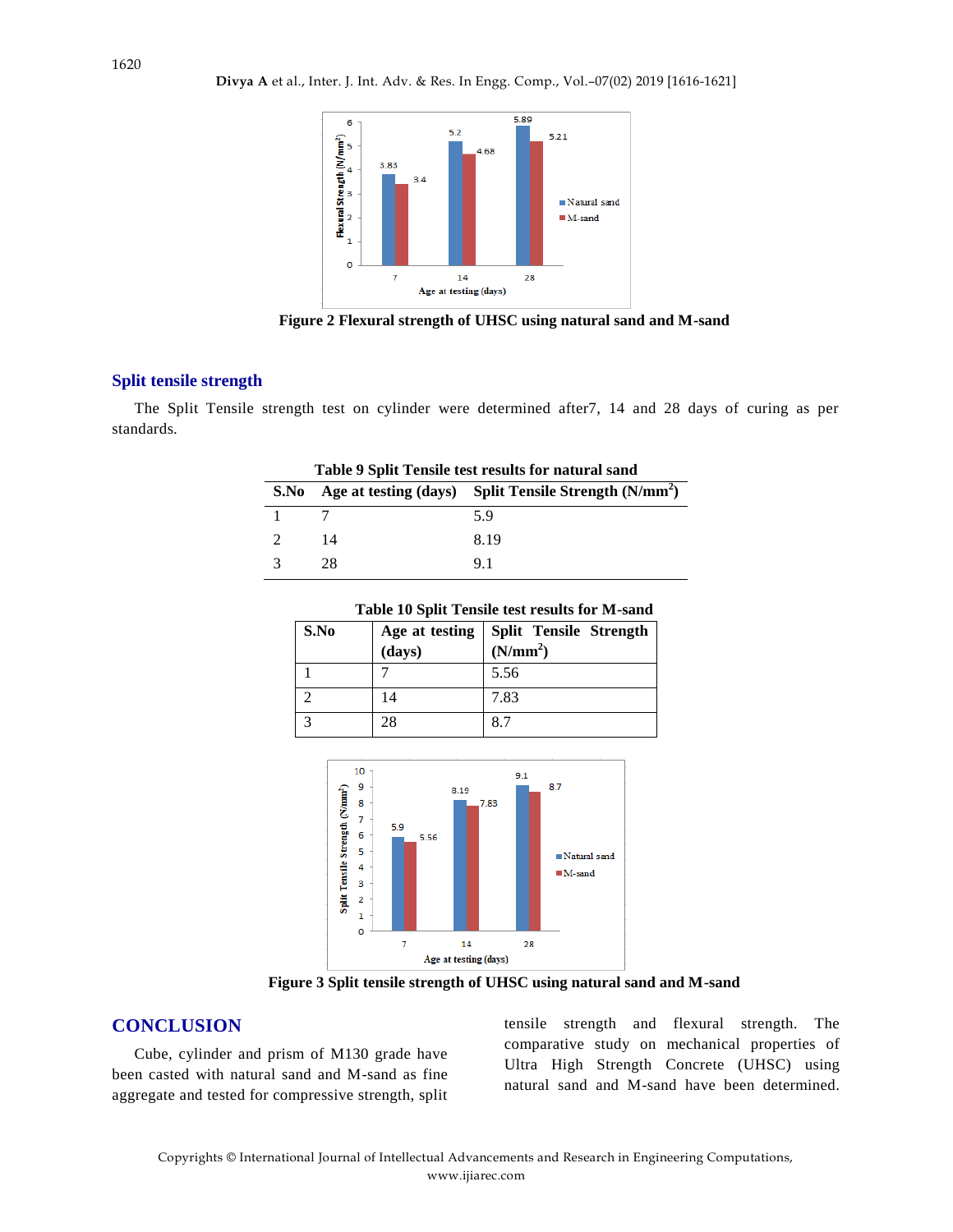Figure 2 Flexural strength of UHSC using natural sand and M-sand

## Split tensile strength

The Split Tensile strength test on cylinder were determined after7, 14 and 28 days of curing as per standards.

**Table 9 Split Tensile test results for natural sand**

| S.No | Age at testing (days) | Split Tensile Strength ($N/mm^2$) |
|---|---|---|
| 1 | 7 | 5.9 |
| 2 | 14 | 8.19 |
| 3 | 28 | 9.1 |

**Table 10 Split Tensile test results for M-sand**

| S.No | Age at testing (days) | Split Tensile Strength ($N/mm^2$) |
|---|---|---|
| 1 | 7 | 5.56 |
| 2 | 14 | 7.83 |
| 3 | 28 | 8.7 |

Figure 3 Split tensile strength of UHSC using natural sand and M-sand

## CONCLUSION

Cube, cylinder and prism of M130 grade have been casted with natural sand and M-sand as fine aggregate and tested for compressive strength, split tensile strength and flexural strength. The comparative study on mechanical properties of Ultra High Strength Concrete (UHSC) using natural sand and M-sand have been determined.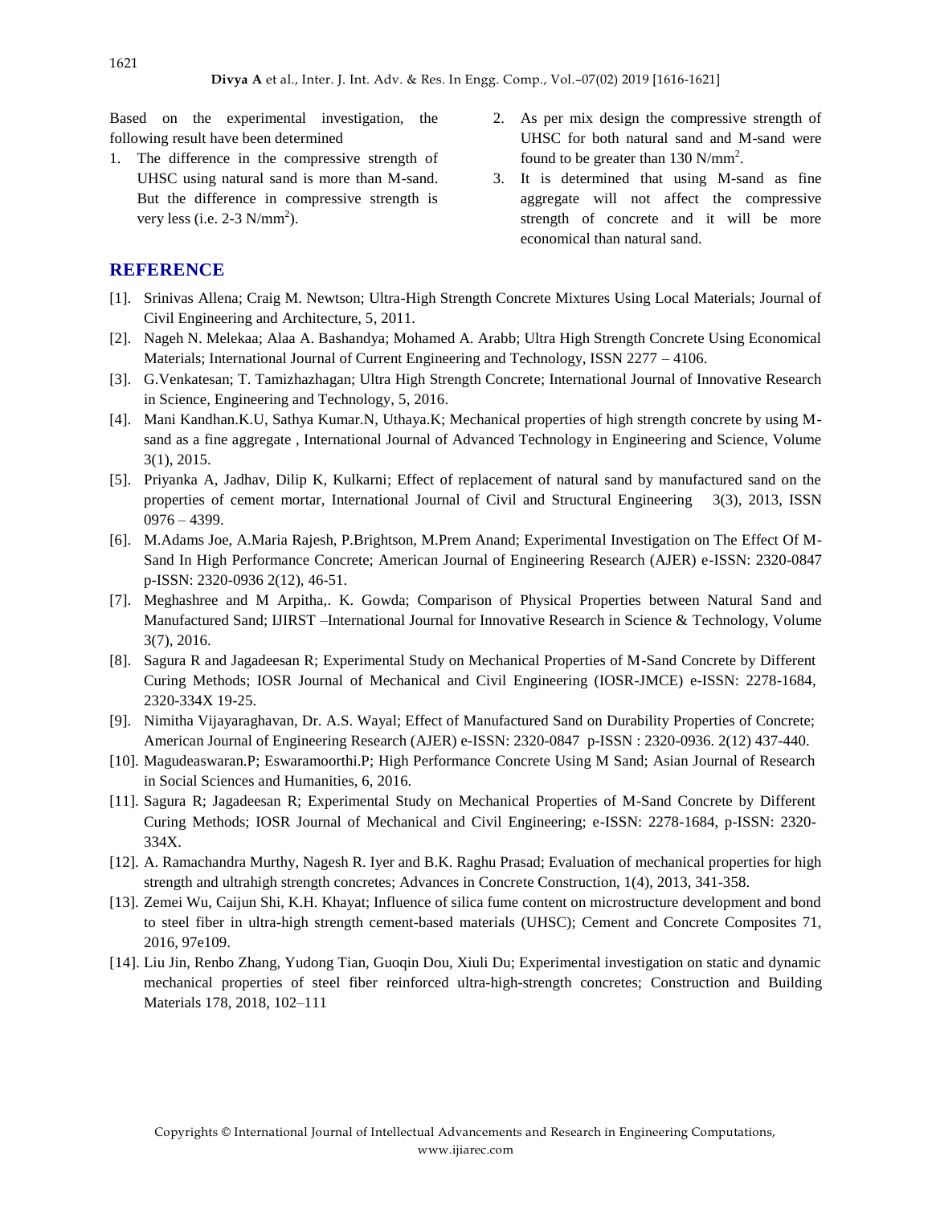Based on the experimental investigation, the following result have been determined

1. The difference in the compressive strength of UHSC using natural sand is more than M-sand. But the difference in compressive strength is very less (i.e. 2-3 $N/mm^2$).
2. As per mix design the compressive strength of UHSC for both natural sand and M-sand were found to be greater than 130 $N/mm^2$.
3. It is determined that using M-sand as fine aggregate will not affect the compressive strength of concrete and it will be more economical than natural sand.

## REFERENCE

[1]. Srinivas Allena; Craig M. Newtson; Ultra-High Strength Concrete Mixtures Using Local Materials; Journal of Civil Engineering and Architecture, 5, 2011.

[2]. Nageh N. Melekaa; Alaa A. Bashandya; Mohamed A. Arabb; Ultra High Strength Concrete Using Economical Materials; International Journal of Current Engineering and Technology, ISSN 2277 – 4106.

[3]. G.Venkatesan; T. Tamizhazhagan; Ultra High Strength Concrete; International Journal of Innovative Research in Science, Engineering and Technology, 5, 2016.

[4]. Mani Kandhan.K.U, Sathya Kumar.N, Uthaya.K; Mechanical properties of high strength concrete by using M-sand as a fine aggregate , International Journal of Advanced Technology in Engineering and Science, Volume 3(1), 2015.

[5]. Priyanka A, Jadhav, Dilip K, Kulkarni; Effect of replacement of natural sand by manufactured sand on the properties of cement mortar, International Journal of Civil and Structural Engineering 3(3), 2013, ISSN 0976 – 4399.

[6]. M.Adams Joe, A.Maria Rajesh, P.Brightson, M.Prem Anand; Experimental Investigation on The Effect Of M-Sand In High Performance Concrete; American Journal of Engineering Research (AJER) e-ISSN: 2320-0847 p-ISSN: 2320-0936 2(12), 46-51.

[7]. Meghashree and M Arpitha,. K. Gowda; Comparison of Physical Properties between Natural Sand and Manufactured Sand; IJIRST –International Journal for Innovative Research in Science & Technology, Volume 3(7), 2016.

[8]. Sagura R and Jagadeesan R; Experimental Study on Mechanical Properties of M-Sand Concrete by Different Curing Methods; IOSR Journal of Mechanical and Civil Engineering (IOSR-JMCE) e-ISSN: 2278-1684, 2320-334X 19-25.

[9]. Nimitha Vijayaraghavan, Dr. A.S. Wayal; Effect of Manufactured Sand on Durability Properties of Concrete; American Journal of Engineering Research (AJER) e-ISSN: 2320-0847 p-ISSN : 2320-0936. 2(12) 437-440.

[10]. Magudeaswaran.P; Eswaramoorthi.P; High Performance Concrete Using M Sand; Asian Journal of Research in Social Sciences and Humanities, 6, 2016.

[11]. Sagura R; Jagadeesan R; Experimental Study on Mechanical Properties of M-Sand Concrete by Different Curing Methods; IOSR Journal of Mechanical and Civil Engineering; e-ISSN: 2278-1684, p-ISSN: 2320-334X.

[12]. A. Ramachandra Murthy, Nagesh R. Iyer and B.K. Raghu Prasad; Evaluation of mechanical properties for high strength and ultrahigh strength concretes; Advances in Concrete Construction, 1(4), 2013, 341-358.

[13]. Zemei Wu, Caijun Shi, K.H. Khayat; Influence of silica fume content on microstructure development and bond to steel fiber in ultra-high strength cement-based materials (UHSC); Cement and Concrete Composites 71, 2016, 97e109.

[14]. Liu Jin, Renbo Zhang, Yudong Tian, Guoqin Dou, Xiuli Du; Experimental investigation on static and dynamic mechanical properties of steel fiber reinforced ultra-high-strength concretes; Construction and Building Materials 178, 2018, 102–111